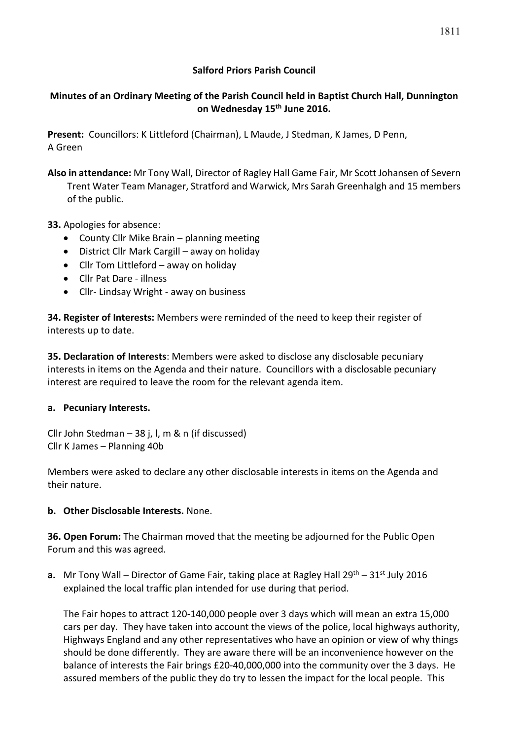**Salford Priors Parish Council**

**Minutes of an Ordinary Meeting of the Parish Council held in Baptist Church Hall, Dunnington on Wednesday 15th June 2016.**

**Present:** Councillors: K Littleford (Chairman), L Maude, J Stedman, K James, D Penn, A Green

**Also in attendance:** Mr Tony Wall, Director of Ragley Hall Game Fair, Mr Scott Johansen of Severn Trent Water Team Manager, Stratford and Warwick, Mrs Sarah Greenhalgh and 15 members of the public.

**33.** Apologies for absence:

- County Cllr Mike Brain – planning meeting
- District Cllr Mark Cargill – away on holiday
- Cllr Tom Littleford – away on holiday
- Cllr Pat Dare - illness
- Cllr- Lindsay Wright - away on business

**34. Register of Interests:** Members were reminded of the need to keep their register of interests up to date.

**35. Declaration of Interests**: Members were asked to disclose any disclosable pecuniary interests in items on the Agenda and their nature. Councillors with a disclosable pecuniary interest are required to leave the room for the relevant agenda item.

**a. Pecuniary Interests.**

Cllr John Stedman – 38 j, l, m & n (if discussed)
Cllr K James – Planning 40b

Members were asked to declare any other disclosable interests in items on the Agenda and their nature.

**b. Other Disclosable Interests.** None.

**36. Open Forum:** The Chairman moved that the meeting be adjourned for the Public Open Forum and this was agreed.

**a.** Mr Tony Wall – Director of Game Fair, taking place at Ragley Hall 29th – 31st July 2016 explained the local traffic plan intended for use during that period.

The Fair hopes to attract 120-140,000 people over 3 days which will mean an extra 15,000 cars per day. They have taken into account the views of the police, local highways authority, Highways England and any other representatives who have an opinion or view of why things should be done differently. They are aware there will be an inconvenience however on the balance of interests the Fair brings £20-40,000,000 into the community over the 3 days. He assured members of the public they do try to lessen the impact for the local people. This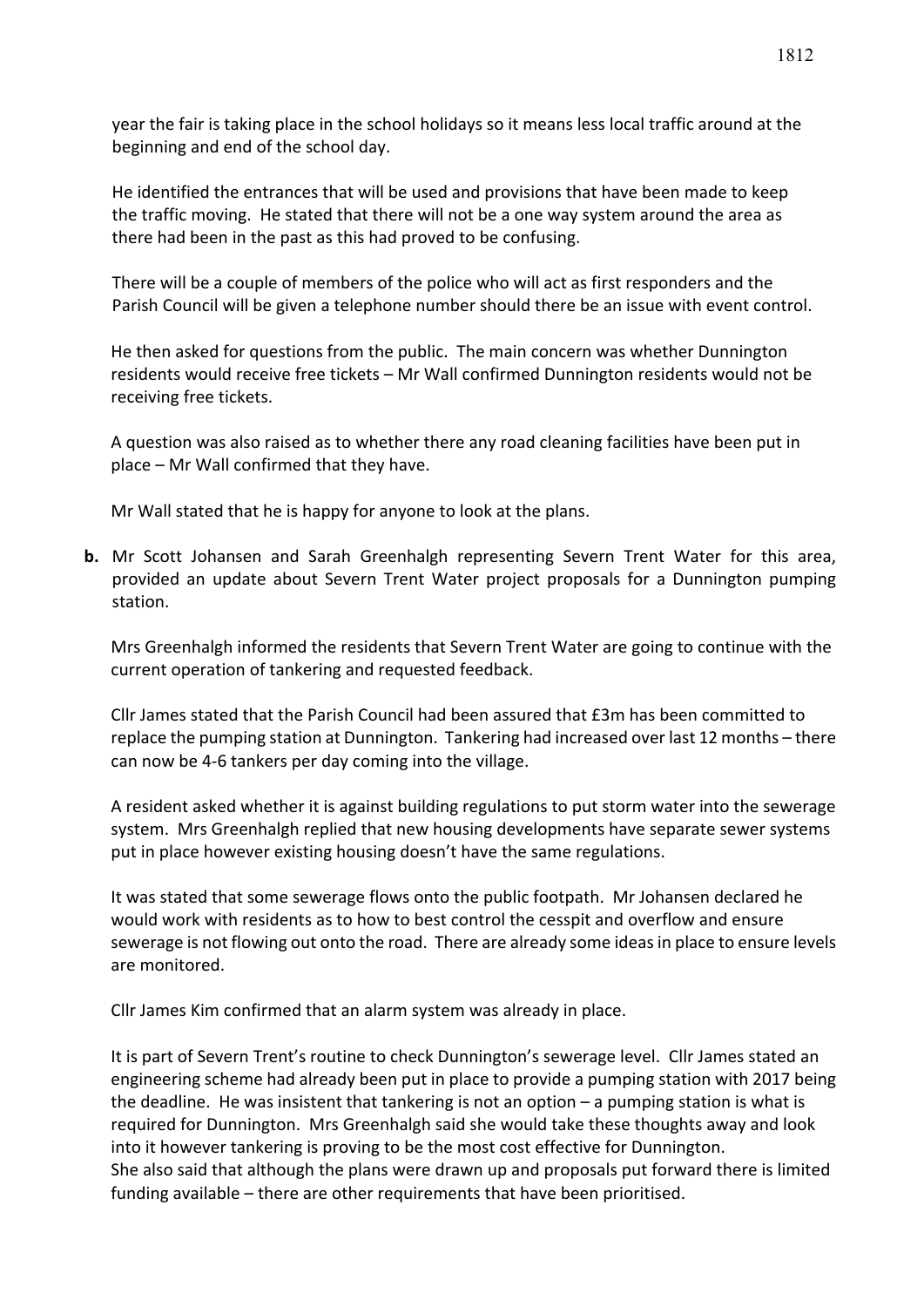year the fair is taking place in the school holidays so it means less local traffic around at the beginning and end of the school day.

He identified the entrances that will be used and provisions that have been made to keep the traffic moving. He stated that there will not be a one way system around the area as there had been in the past as this had proved to be confusing.

There will be a couple of members of the police who will act as first responders and the Parish Council will be given a telephone number should there be an issue with event control.

He then asked for questions from the public. The main concern was whether Dunnington residents would receive free tickets – Mr Wall confirmed Dunnington residents would not be receiving free tickets.

A question was also raised as to whether there any road cleaning facilities have been put in place – Mr Wall confirmed that they have.

Mr Wall stated that he is happy for anyone to look at the plans.

**b.** Mr Scott Johansen and Sarah Greenhalgh representing Severn Trent Water for this area, provided an update about Severn Trent Water project proposals for a Dunnington pumping station.

Mrs Greenhalgh informed the residents that Severn Trent Water are going to continue with the current operation of tankering and requested feedback.

Cllr James stated that the Parish Council had been assured that £3m has been committed to replace the pumping station at Dunnington. Tankering had increased over last 12 months – there can now be 4-6 tankers per day coming into the village.

A resident asked whether it is against building regulations to put storm water into the sewerage system. Mrs Greenhalgh replied that new housing developments have separate sewer systems put in place however existing housing doesn't have the same regulations.

It was stated that some sewerage flows onto the public footpath. Mr Johansen declared he would work with residents as to how to best control the cesspit and overflow and ensure sewerage is not flowing out onto the road. There are already some ideas in place to ensure levels are monitored.

Cllr James Kim confirmed that an alarm system was already in place.

It is part of Severn Trent's routine to check Dunnington's sewerage level. Cllr James stated an engineering scheme had already been put in place to provide a pumping station with 2017 being the deadline. He was insistent that tankering is not an option – a pumping station is what is required for Dunnington. Mrs Greenhalgh said she would take these thoughts away and look into it however tankering is proving to be the most cost effective for Dunnington.
She also said that although the plans were drawn up and proposals put forward there is limited funding available – there are other requirements that have been prioritised.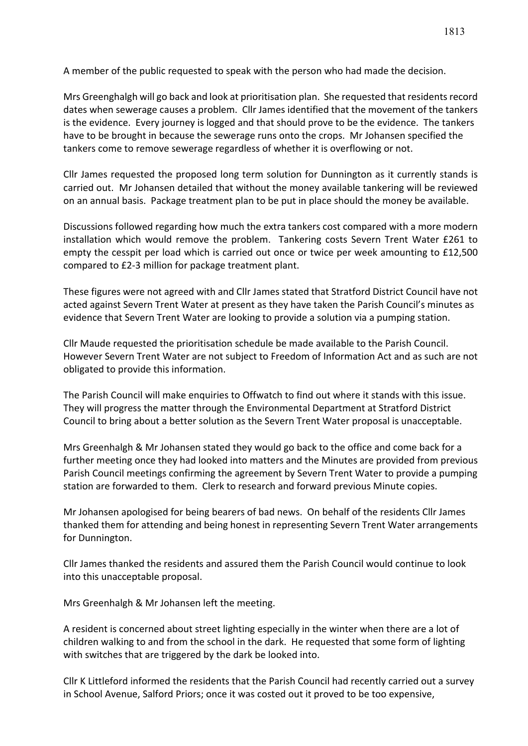A member of the public requested to speak with the person who had made the decision.

Mrs Greenghalgh will go back and look at prioritisation plan. She requested that residents record dates when sewerage causes a problem. Cllr James identified that the movement of the tankers is the evidence. Every journey is logged and that should prove to be the evidence. The tankers have to be brought in because the sewerage runs onto the crops. Mr Johansen specified the tankers come to remove sewerage regardless of whether it is overflowing or not.

Cllr James requested the proposed long term solution for Dunnington as it currently stands is carried out. Mr Johansen detailed that without the money available tankering will be reviewed on an annual basis. Package treatment plan to be put in place should the money be available.

Discussions followed regarding how much the extra tankers cost compared with a more modern installation which would remove the problem. Tankering costs Severn Trent Water £261 to empty the cesspit per load which is carried out once or twice per week amounting to £12,500 compared to £2-3 million for package treatment plant.

These figures were not agreed with and Cllr James stated that Stratford District Council have not acted against Severn Trent Water at present as they have taken the Parish Council's minutes as evidence that Severn Trent Water are looking to provide a solution via a pumping station.

Cllr Maude requested the prioritisation schedule be made available to the Parish Council. However Severn Trent Water are not subject to Freedom of Information Act and as such are not obligated to provide this information.

The Parish Council will make enquiries to Offwatch to find out where it stands with this issue. They will progress the matter through the Environmental Department at Stratford District Council to bring about a better solution as the Severn Trent Water proposal is unacceptable.

Mrs Greenhalgh & Mr Johansen stated they would go back to the office and come back for a further meeting once they had looked into matters and the Minutes are provided from previous Parish Council meetings confirming the agreement by Severn Trent Water to provide a pumping station are forwarded to them. Clerk to research and forward previous Minute copies.

Mr Johansen apologised for being bearers of bad news. On behalf of the residents Cllr James thanked them for attending and being honest in representing Severn Trent Water arrangements for Dunnington.

Cllr James thanked the residents and assured them the Parish Council would continue to look into this unacceptable proposal.

Mrs Greenhalgh & Mr Johansen left the meeting.

A resident is concerned about street lighting especially in the winter when there are a lot of children walking to and from the school in the dark. He requested that some form of lighting with switches that are triggered by the dark be looked into.

Cllr K Littleford informed the residents that the Parish Council had recently carried out a survey in School Avenue, Salford Priors; once it was costed out it proved to be too expensive,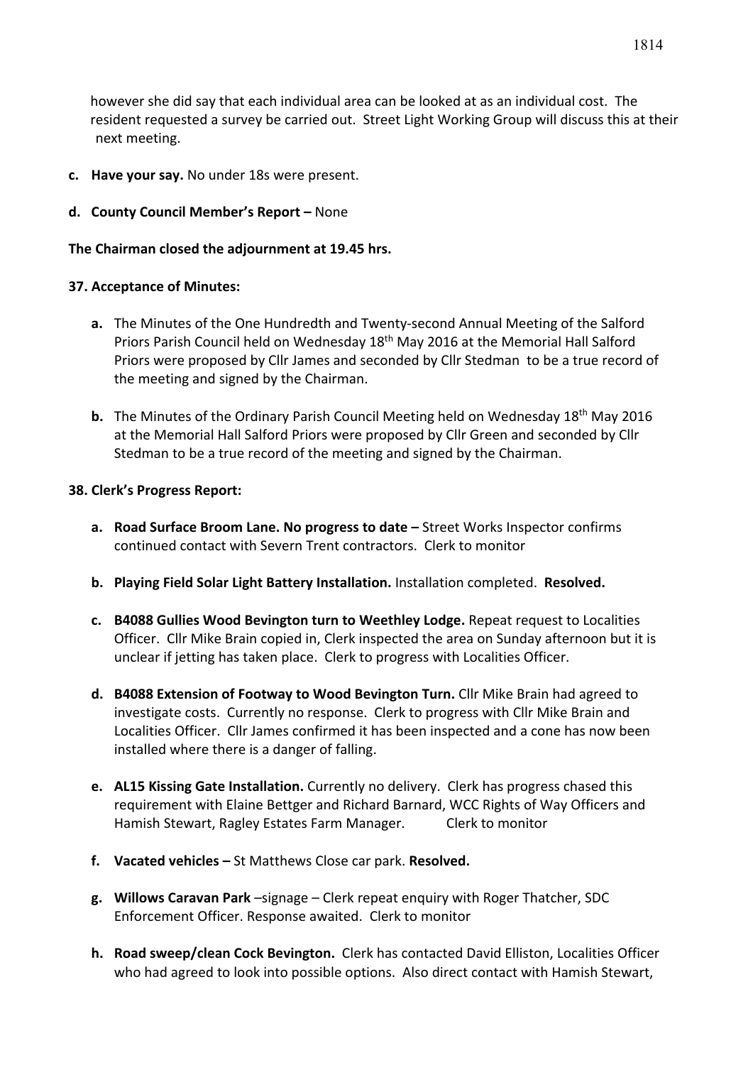however she did say that each individual area can be looked at as an individual cost. The resident requested a survey be carried out. Street Light Working Group will discuss this at their next meeting.

**c. Have your say.** No under 18s were present.

**d. County Council Member's Report –** None

**The Chairman closed the adjournment at 19.45 hrs.**

**37. Acceptance of Minutes:**

**a.** The Minutes of the One Hundredth and Twenty-second Annual Meeting of the Salford Priors Parish Council held on Wednesday 18th May 2016 at the Memorial Hall Salford Priors were proposed by Cllr James and seconded by Cllr Stedman to be a true record of the meeting and signed by the Chairman.

**b.** The Minutes of the Ordinary Parish Council Meeting held on Wednesday 18th May 2016 at the Memorial Hall Salford Priors were proposed by Cllr Green and seconded by Cllr Stedman to be a true record of the meeting and signed by the Chairman.

**38. Clerk's Progress Report:**

**a. Road Surface Broom Lane. No progress to date –** Street Works Inspector confirms continued contact with Severn Trent contractors. Clerk to monitor

**b. Playing Field Solar Light Battery Installation.** Installation completed. **Resolved.**

**c. B4088 Gullies Wood Bevington turn to Weethley Lodge.** Repeat request to Localities Officer. Cllr Mike Brain copied in, Clerk inspected the area on Sunday afternoon but it is unclear if jetting has taken place. Clerk to progress with Localities Officer.

**d. B4088 Extension of Footway to Wood Bevington Turn.** Cllr Mike Brain had agreed to investigate costs. Currently no response. Clerk to progress with Cllr Mike Brain and Localities Officer. Cllr James confirmed it has been inspected and a cone has now been installed where there is a danger of falling.

**e. AL15 Kissing Gate Installation.** Currently no delivery. Clerk has progress chased this requirement with Elaine Bettger and Richard Barnard, WCC Rights of Way Officers and Hamish Stewart, Ragley Estates Farm Manager. Clerk to monitor

**f. Vacated vehicles –** St Matthews Close car park. **Resolved.**

**g. Willows Caravan Park** –signage – Clerk repeat enquiry with Roger Thatcher, SDC Enforcement Officer. Response awaited. Clerk to monitor

**h. Road sweep/clean Cock Bevington.** Clerk has contacted David Elliston, Localities Officer who had agreed to look into possible options. Also direct contact with Hamish Stewart,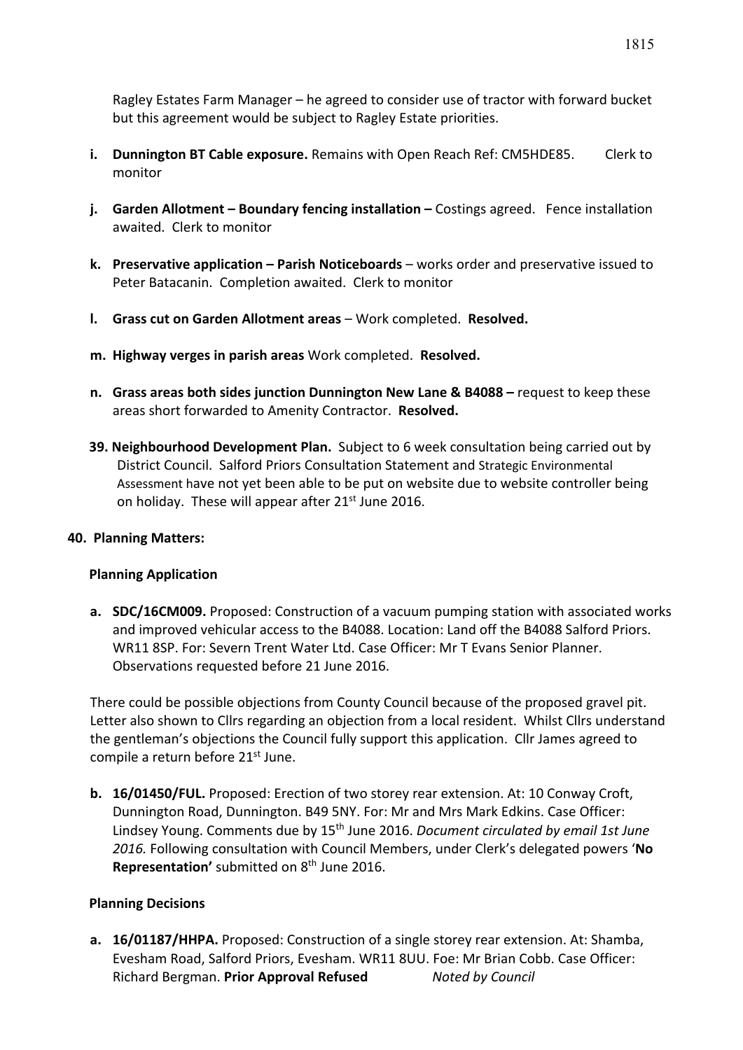Ragley Estates Farm Manager – he agreed to consider use of tractor with forward bucket but this agreement would be subject to Ragley Estate priorities.

- **i. Dunnington BT Cable exposure.** Remains with Open Reach Ref: CM5HDE85. Clerk to monitor
- **j. Garden Allotment – Boundary fencing installation –** Costings agreed. Fence installation awaited. Clerk to monitor
- **k. Preservative application – Parish Noticeboards** – works order and preservative issued to Peter Batacanin. Completion awaited. Clerk to monitor
- **l. Grass cut on Garden Allotment areas** – Work completed. **Resolved.**
- **m. Highway verges in parish areas** Work completed. **Resolved.**
- **n. Grass areas both sides junction Dunnington New Lane & B4088 –** request to keep these areas short forwarded to Amenity Contractor. **Resolved.**

**39. Neighbourhood Development Plan.** Subject to 6 week consultation being carried out by District Council. Salford Priors Consultation Statement and Strategic Environmental Assessment have not yet been able to be put on website due to website controller being on holiday. These will appear after 21st June 2016.

**40. Planning Matters:**

**Planning Application**

**a. SDC/16CM009.** Proposed: Construction of a vacuum pumping station with associated works and improved vehicular access to the B4088. Location: Land off the B4088 Salford Priors. WR11 8SP. For: Severn Trent Water Ltd. Case Officer: Mr T Evans Senior Planner. Observations requested before 21 June 2016.

There could be possible objections from County Council because of the proposed gravel pit. Letter also shown to Cllrs regarding an objection from a local resident. Whilst Cllrs understand the gentleman's objections the Council fully support this application. Cllr James agreed to compile a return before 21st June.

**b. 16/01450/FUL.** Proposed: Erection of two storey rear extension. At: 10 Conway Croft, Dunnington Road, Dunnington. B49 5NY. For: Mr and Mrs Mark Edkins. Case Officer: Lindsey Young. Comments due by 15th June 2016. *Document circulated by email 1st June 2016.* Following consultation with Council Members, under Clerk's delegated powers '**No Representation'** submitted on 8th June 2016.

**Planning Decisions**

**a. 16/01187/HHPA.** Proposed: Construction of a single storey rear extension. At: Shamba, Evesham Road, Salford Priors, Evesham. WR11 8UU. Foe: Mr Brian Cobb. Case Officer: Richard Bergman. **Prior Approval Refused** *Noted by Council*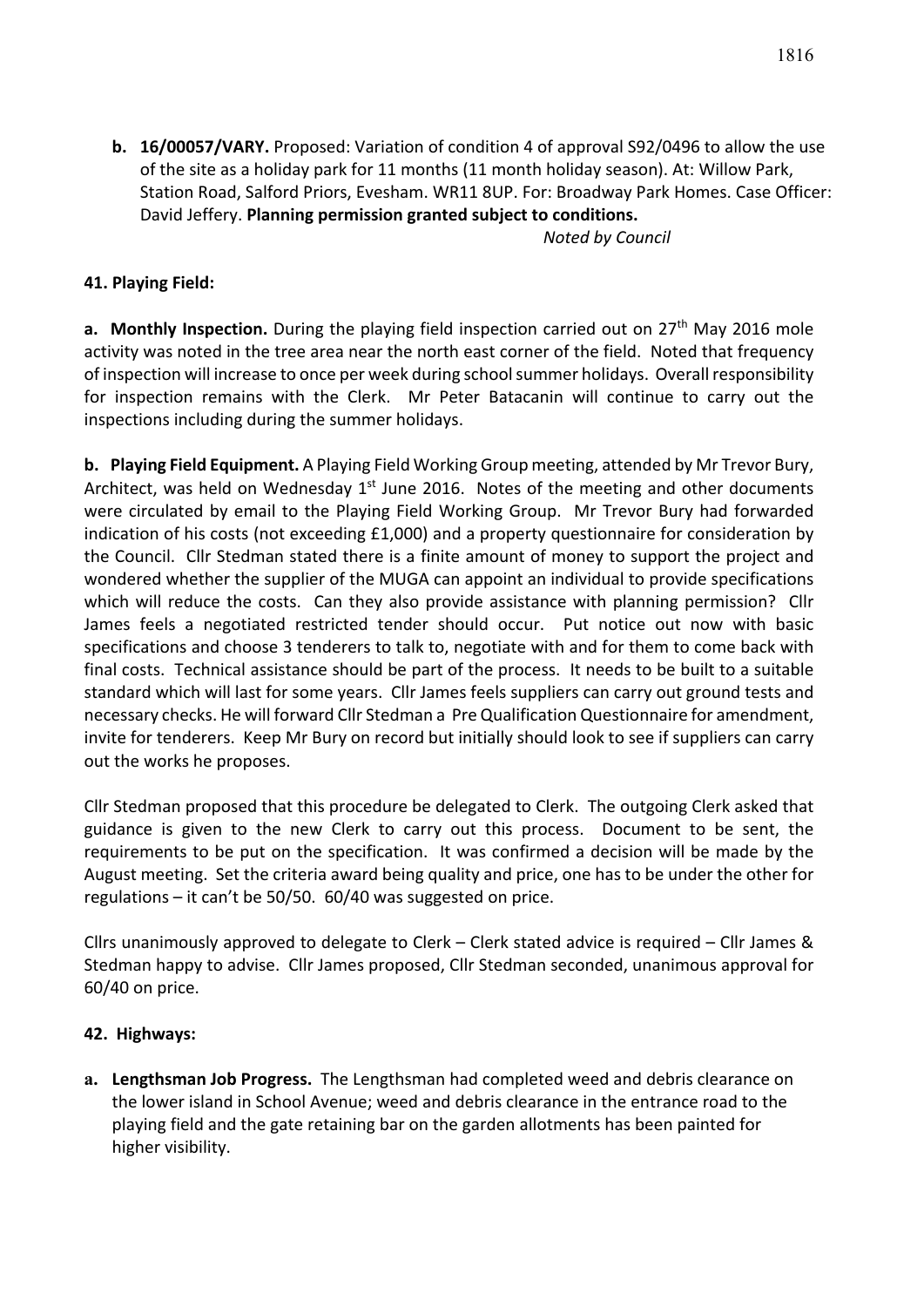**b. 16/00057/VARY.** Proposed: Variation of condition 4 of approval S92/0496 to allow the use of the site as a holiday park for 11 months (11 month holiday season). At: Willow Park, Station Road, Salford Priors, Evesham. WR11 8UP. For: Broadway Park Homes. Case Officer: David Jeffery. **Planning permission granted subject to conditions.**

*Noted by Council*

**41. Playing Field:**

**a. Monthly Inspection.** During the playing field inspection carried out on 27th May 2016 mole activity was noted in the tree area near the north east corner of the field. Noted that frequency of inspection will increase to once per week during school summer holidays. Overall responsibility for inspection remains with the Clerk. Mr Peter Batacanin will continue to carry out the inspections including during the summer holidays.

**b. Playing Field Equipment.** A Playing Field Working Group meeting, attended by Mr Trevor Bury, Architect, was held on Wednesday 1st June 2016. Notes of the meeting and other documents were circulated by email to the Playing Field Working Group. Mr Trevor Bury had forwarded indication of his costs (not exceeding £1,000) and a property questionnaire for consideration by the Council. Cllr Stedman stated there is a finite amount of money to support the project and wondered whether the supplier of the MUGA can appoint an individual to provide specifications which will reduce the costs. Can they also provide assistance with planning permission? Cllr James feels a negotiated restricted tender should occur. Put notice out now with basic specifications and choose 3 tenderers to talk to, negotiate with and for them to come back with final costs. Technical assistance should be part of the process. It needs to be built to a suitable standard which will last for some years. Cllr James feels suppliers can carry out ground tests and necessary checks. He will forward Cllr Stedman a Pre Qualification Questionnaire for amendment, invite for tenderers. Keep Mr Bury on record but initially should look to see if suppliers can carry out the works he proposes.

Cllr Stedman proposed that this procedure be delegated to Clerk. The outgoing Clerk asked that guidance is given to the new Clerk to carry out this process. Document to be sent, the requirements to be put on the specification. It was confirmed a decision will be made by the August meeting. Set the criteria award being quality and price, one has to be under the other for regulations – it can't be 50/50. 60/40 was suggested on price.

Cllrs unanimously approved to delegate to Clerk – Clerk stated advice is required – Cllr James & Stedman happy to advise. Cllr James proposed, Cllr Stedman seconded, unanimous approval for 60/40 on price.

**42. Highways:**

**a. Lengthsman Job Progress.** The Lengthsman had completed weed and debris clearance on the lower island in School Avenue; weed and debris clearance in the entrance road to the playing field and the gate retaining bar on the garden allotments has been painted for higher visibility.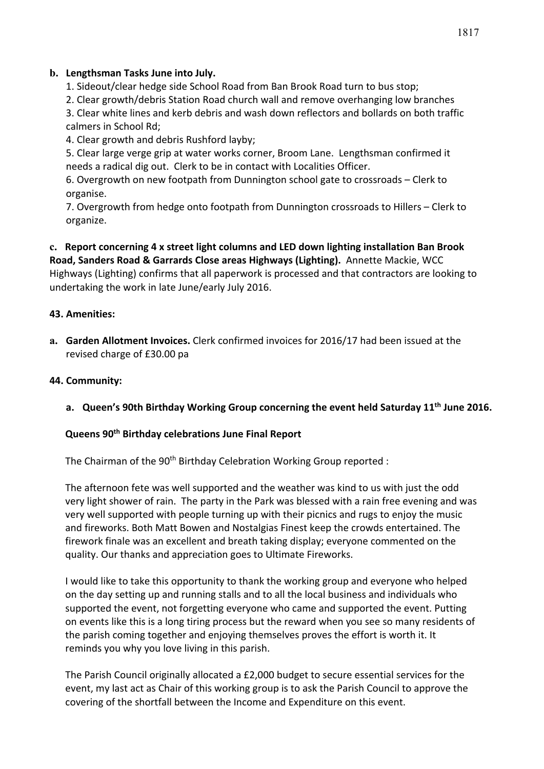**b. Lengthsman Tasks June into July.**

1. Sideout/clear hedge side School Road from Ban Brook Road turn to bus stop;
2. Clear growth/debris Station Road church wall and remove overhanging low branches
3. Clear white lines and kerb debris and wash down reflectors and bollards on both traffic calmers in School Rd;
4. Clear growth and debris Rushford layby;
5. Clear large verge grip at water works corner, Broom Lane. Lengthsman confirmed it needs a radical dig out. Clerk to be in contact with Localities Officer.
6. Overgrowth on new footpath from Dunnington school gate to crossroads – Clerk to organise.
7. Overgrowth from hedge onto footpath from Dunnington crossroads to Hillers – Clerk to organize.

**c. Report concerning 4 x street light columns and LED down lighting installation Ban Brook Road, Sanders Road & Garrards Close areas Highways (Lighting).** Annette Mackie, WCC Highways (Lighting) confirms that all paperwork is processed and that contractors are looking to undertaking the work in late June/early July 2016.

**43. Amenities:**

**a. Garden Allotment Invoices.** Clerk confirmed invoices for 2016/17 had been issued at the revised charge of £30.00 pa

**44. Community:**

**a. Queen's 90th Birthday Working Group concerning the event held Saturday 11th June 2016.**

**Queens 90th Birthday celebrations June Final Report**

The Chairman of the 90th Birthday Celebration Working Group reported :

The afternoon fete was well supported and the weather was kind to us with just the odd very light shower of rain. The party in the Park was blessed with a rain free evening and was very well supported with people turning up with their picnics and rugs to enjoy the music and fireworks. Both Matt Bowen and Nostalgias Finest keep the crowds entertained. The firework finale was an excellent and breath taking display; everyone commented on the quality. Our thanks and appreciation goes to Ultimate Fireworks.

I would like to take this opportunity to thank the working group and everyone who helped on the day setting up and running stalls and to all the local business and individuals who supported the event, not forgetting everyone who came and supported the event. Putting on events like this is a long tiring process but the reward when you see so many residents of the parish coming together and enjoying themselves proves the effort is worth it. It reminds you why you love living in this parish.

The Parish Council originally allocated a £2,000 budget to secure essential services for the event, my last act as Chair of this working group is to ask the Parish Council to approve the covering of the shortfall between the Income and Expenditure on this event.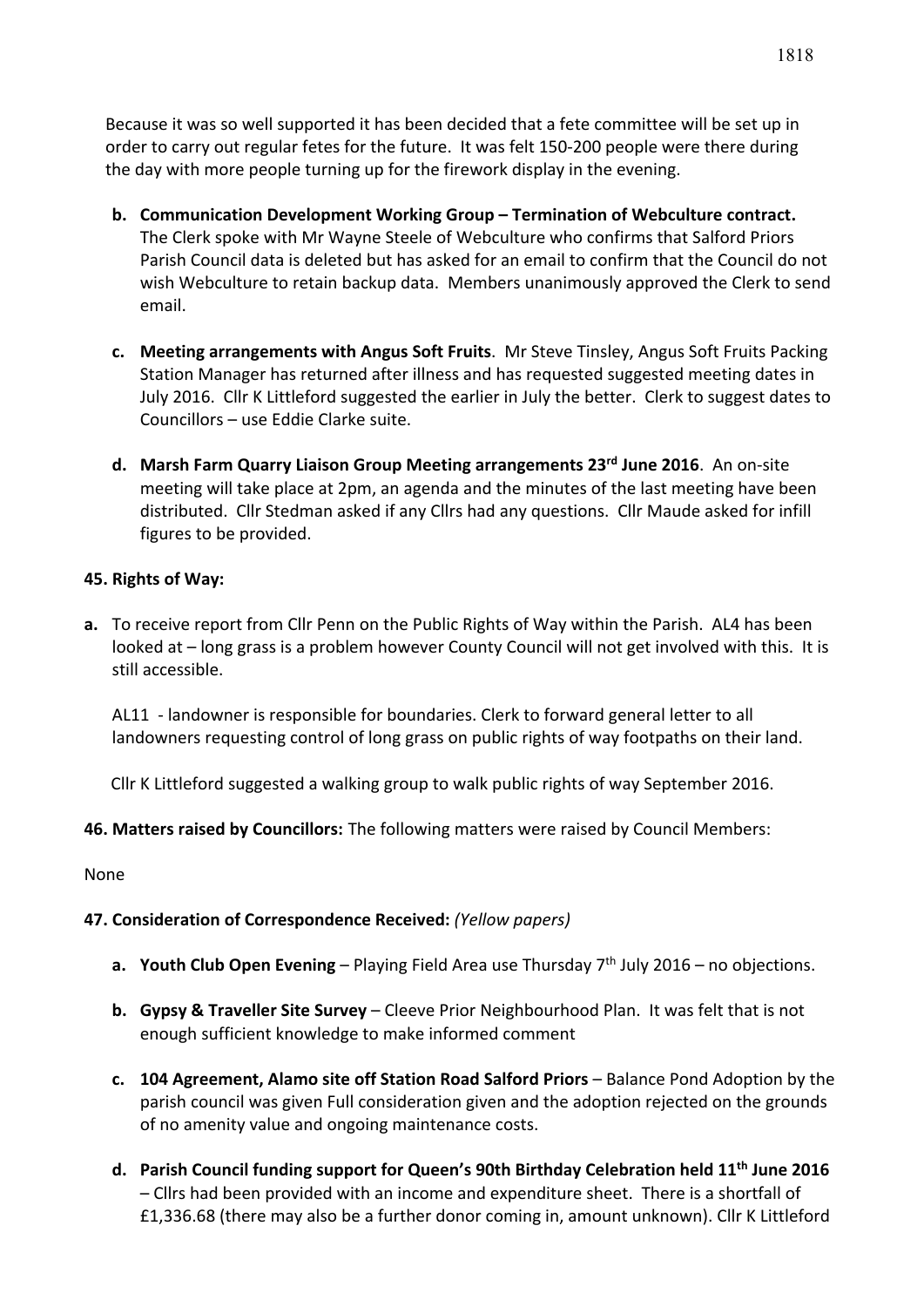Because it was so well supported it has been decided that a fete committee will be set up in order to carry out regular fetes for the future. It was felt 150-200 people were there during the day with more people turning up for the firework display in the evening.

- **b. Communication Development Working Group – Termination of Webculture contract.** The Clerk spoke with Mr Wayne Steele of Webculture who confirms that Salford Priors Parish Council data is deleted but has asked for an email to confirm that the Council do not wish Webculture to retain backup data. Members unanimously approved the Clerk to send email.

- **c. Meeting arrangements with Angus Soft Fruits**. Mr Steve Tinsley, Angus Soft Fruits Packing Station Manager has returned after illness and has requested suggested meeting dates in July 2016. Cllr K Littleford suggested the earlier in July the better. Clerk to suggest dates to Councillors – use Eddie Clarke suite.

- **d. Marsh Farm Quarry Liaison Group Meeting arrangements 23rd June 2016**. An on-site meeting will take place at 2pm, an agenda and the minutes of the last meeting have been distributed. Cllr Stedman asked if any Cllrs had any questions. Cllr Maude asked for infill figures to be provided.

**45. Rights of Way:**

**a.** To receive report from Cllr Penn on the Public Rights of Way within the Parish. AL4 has been looked at – long grass is a problem however County Council will not get involved with this. It is still accessible.

AL11 - landowner is responsible for boundaries. Clerk to forward general letter to all landowners requesting control of long grass on public rights of way footpaths on their land.

Cllr K Littleford suggested a walking group to walk public rights of way September 2016.

**46. Matters raised by Councillors:** The following matters were raised by Council Members:

None

**47. Consideration of Correspondence Received:** *(Yellow papers)*

- **a. Youth Club Open Evening** – Playing Field Area use Thursday 7th July 2016 – no objections.

- **b. Gypsy & Traveller Site Survey** – Cleeve Prior Neighbourhood Plan. It was felt that is not enough sufficient knowledge to make informed comment

- **c. 104 Agreement, Alamo site off Station Road Salford Priors** – Balance Pond Adoption by the parish council was given Full consideration given and the adoption rejected on the grounds of no amenity value and ongoing maintenance costs.

- **d. Parish Council funding support for Queen's 90th Birthday Celebration held 11th June 2016** – Cllrs had been provided with an income and expenditure sheet. There is a shortfall of £1,336.68 (there may also be a further donor coming in, amount unknown). Cllr K Littleford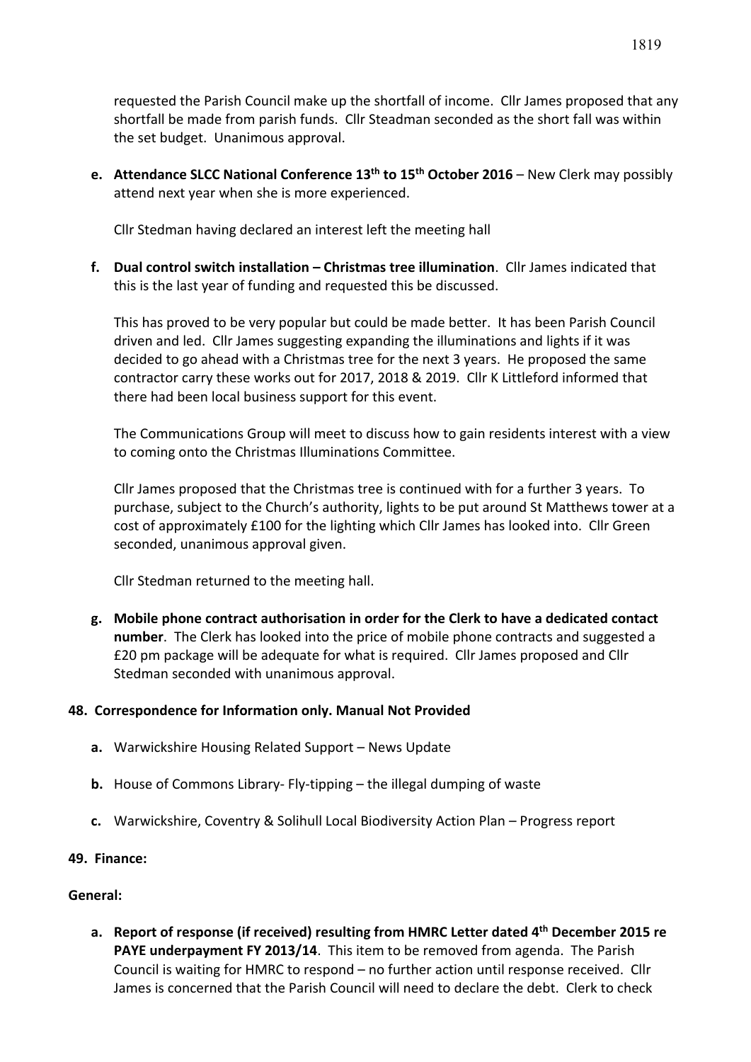requested the Parish Council make up the shortfall of income. Cllr James proposed that any shortfall be made from parish funds. Cllr Steadman seconded as the short fall was within the set budget. Unanimous approval.

**e. Attendance SLCC National Conference 13th to 15th October 2016** – New Clerk may possibly attend next year when she is more experienced.

Cllr Stedman having declared an interest left the meeting hall

**f. Dual control switch installation – Christmas tree illumination**. Cllr James indicated that this is the last year of funding and requested this be discussed.

This has proved to be very popular but could be made better. It has been Parish Council driven and led. Cllr James suggesting expanding the illuminations and lights if it was decided to go ahead with a Christmas tree for the next 3 years. He proposed the same contractor carry these works out for 2017, 2018 & 2019. Cllr K Littleford informed that there had been local business support for this event.

The Communications Group will meet to discuss how to gain residents interest with a view to coming onto the Christmas Illuminations Committee.

Cllr James proposed that the Christmas tree is continued with for a further 3 years. To purchase, subject to the Church's authority, lights to be put around St Matthews tower at a cost of approximately £100 for the lighting which Cllr James has looked into. Cllr Green seconded, unanimous approval given.

Cllr Stedman returned to the meeting hall.

**g. Mobile phone contract authorisation in order for the Clerk to have a dedicated contact number**. The Clerk has looked into the price of mobile phone contracts and suggested a £20 pm package will be adequate for what is required. Cllr James proposed and Cllr Stedman seconded with unanimous approval.

**48. Correspondence for Information only. Manual Not Provided**

- **a.** Warwickshire Housing Related Support – News Update
- **b.** House of Commons Library- Fly-tipping – the illegal dumping of waste
- **c.** Warwickshire, Coventry & Solihull Local Biodiversity Action Plan – Progress report

**49. Finance:**

**General:**

**a. Report of response (if received) resulting from HMRC Letter dated 4th December 2015 re PAYE underpayment FY 2013/14**. This item to be removed from agenda. The Parish Council is waiting for HMRC to respond – no further action until response received. Cllr James is concerned that the Parish Council will need to declare the debt. Clerk to check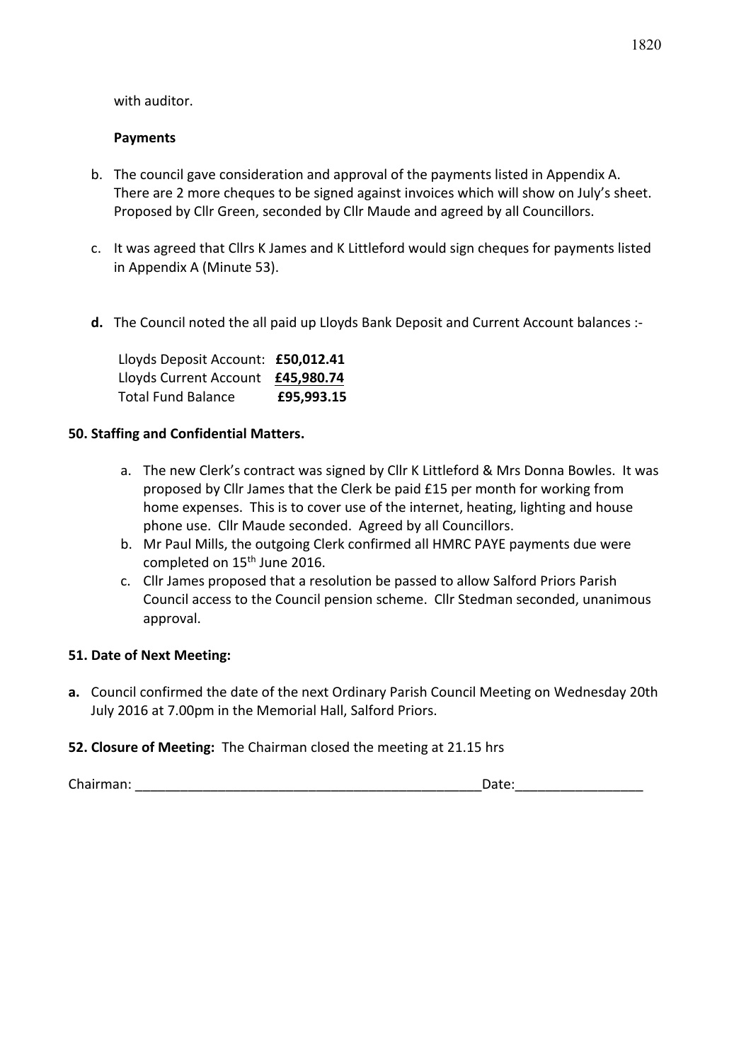with auditor.

**Payments**

b. The council gave consideration and approval of the payments listed in Appendix A. There are 2 more cheques to be signed against invoices which will show on July's sheet. Proposed by Cllr Green, seconded by Cllr Maude and agreed by all Councillors.

c. It was agreed that Cllrs K James and K Littleford would sign cheques for payments listed in Appendix A (Minute 53).

**d.** The Council noted the all paid up Lloyds Bank Deposit and Current Account balances :-

| | |
|---|---|
| Lloyds Deposit Account: | **£50,012.41** |
| Lloyds Current Account | **£45,980.74** |
| Total Fund Balance | **£95,993.15** |

**50. Staffing and Confidential Matters.**

a. The new Clerk's contract was signed by Cllr K Littleford & Mrs Donna Bowles. It was proposed by Cllr James that the Clerk be paid £15 per month for working from home expenses. This is to cover use of the internet, heating, lighting and house phone use. Cllr Maude seconded. Agreed by all Councillors.
b. Mr Paul Mills, the outgoing Clerk confirmed all HMRC PAYE payments due were completed on 15th June 2016.
c. Cllr James proposed that a resolution be passed to allow Salford Priors Parish Council access to the Council pension scheme. Cllr Stedman seconded, unanimous approval.

**51. Date of Next Meeting:**

**a.** Council confirmed the date of the next Ordinary Parish Council Meeting on Wednesday 20th July 2016 at 7.00pm in the Memorial Hall, Salford Priors.

**52. Closure of Meeting:** The Chairman closed the meeting at 21.15 hrs

Chairman: ______________________________________________Date:_________________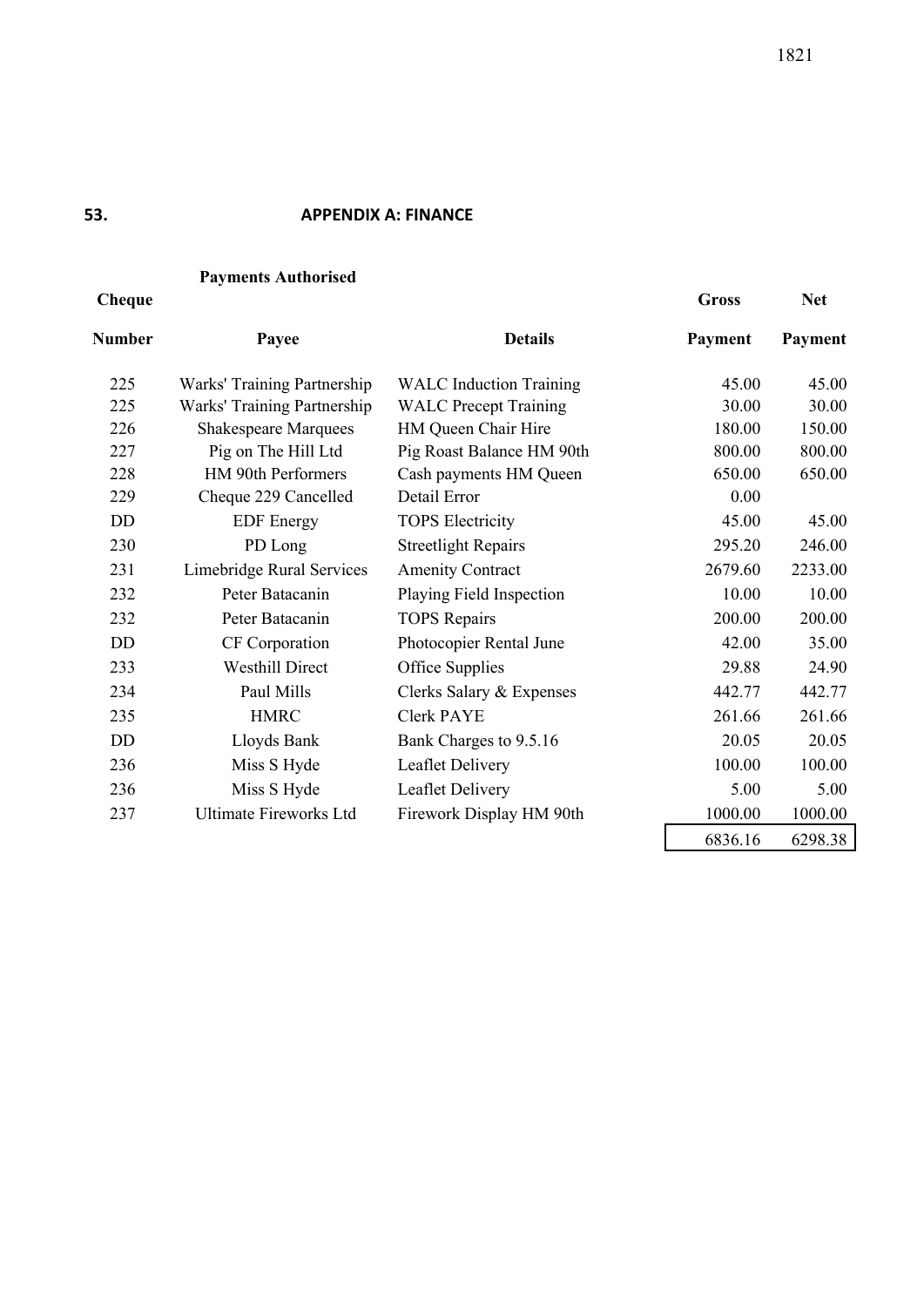## 53. APPENDIX A: FINANCE

**Payments Authorised**

| Cheque Number | Payee | Details | Gross Payment | Net Payment |
|---|---|---|---|---|
| 225 | Warks' Training Partnership | WALC Induction Training | 45.00 | 45.00 |
| 225 | Warks' Training Partnership | WALC Precept Training | 30.00 | 30.00 |
| 226 | Shakespeare Marquees | HM Queen Chair Hire | 180.00 | 150.00 |
| 227 | Pig on The Hill Ltd | Pig Roast Balance HM 90th | 800.00 | 800.00 |
| 228 | HM 90th Performers | Cash payments HM Queen | 650.00 | 650.00 |
| 229 | Cheque 229 Cancelled | Detail Error | 0.00 | |
| DD | EDF Energy | TOPS Electricity | 45.00 | 45.00 |
| 230 | PD Long | Streetlight Repairs | 295.20 | 246.00 |
| 231 | Limebridge Rural Services | Amenity Contract | 2679.60 | 2233.00 |
| 232 | Peter Batacanin | Playing Field Inspection | 10.00 | 10.00 |
| 232 | Peter Batacanin | TOPS Repairs | 200.00 | 200.00 |
| DD | CF Corporation | Photocopier Rental June | 42.00 | 35.00 |
| 233 | Westhill Direct | Office Supplies | 29.88 | 24.90 |
| 234 | Paul Mills | Clerks Salary & Expenses | 442.77 | 442.77 |
| 235 | HMRC | Clerk PAYE | 261.66 | 261.66 |
| DD | Lloyds Bank | Bank Charges to 9.5.16 | 20.05 | 20.05 |
| 236 | Miss S Hyde | Leaflet Delivery | 100.00 | 100.00 |
| 236 | Miss S Hyde | Leaflet Delivery | 5.00 | 5.00 |
| 237 | Ultimate Fireworks Ltd | Firework Display HM 90th | 1000.00 | 1000.00 |
| | | | 6836.16 | 6298.38 |